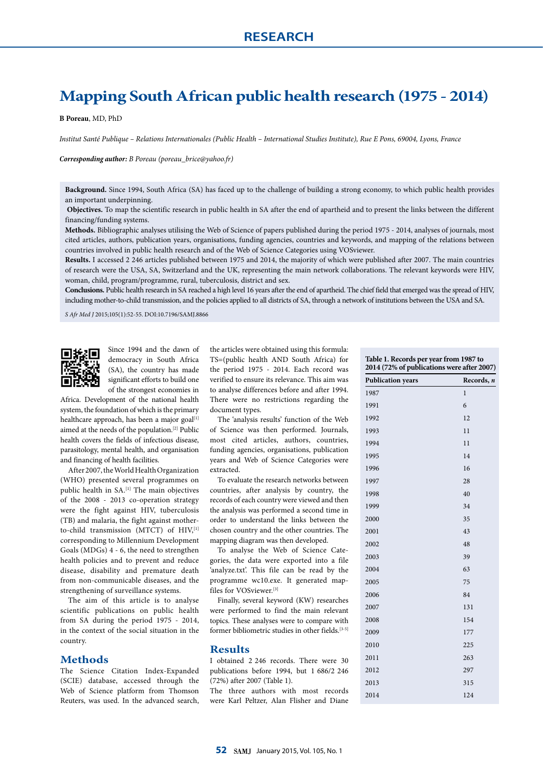RESEARCH

# Mapping South African public health research (1975 - 2014)

**B Poreau**, MD, PhD

*Institut Santé Publique – Relations Internationales (Public Health – International Studies Institute), Rue E Pons, 69004, Lyons, France*

***Corresponding author:*** *B Poreau (poreau_brice@yahoo.fr)*

**Background.** Since 1994, South Africa (SA) has faced up to the challenge of building a strong economy, to which public health provides an important underpinning.

**Objectives.** To map the scientific research in public health in SA after the end of apartheid and to present the links between the different financing/funding systems.

**Methods.** Bibliographic analyses utilising the Web of Science of papers published during the period 1975 - 2014, analyses of journals, most cited articles, authors, publication years, organisations, funding agencies, countries and keywords, and mapping of the relations between countries involved in public health research and of the Web of Science Categories using VOSviewer.

**Results.** I accessed 2 246 articles published between 1975 and 2014, the majority of which were published after 2007. The main countries of research were the USA, SA, Switzerland and the UK, representing the main network collaborations. The relevant keywords were HIV, woman, child, program/programme, rural, tuberculosis, district and sex.

**Conclusions.** Public health research in SA reached a high level 16 years after the end of apartheid. The chief field that emerged was the spread of HIV, including mother-to-child transmission, and the policies applied to all districts of SA, through a network of institutions between the USA and SA.

*S Afr Med J* 2015;105(1):52-55. DOI:10.7196/SAMJ.8866

Since 1994 and the dawn of democracy in South Africa (SA), the country has made significant efforts to build one of the strongest economies in Africa. Development of the national health system, the foundation of which is the primary healthcare approach, has been a major goal[1] aimed at the needs of the population.[2] Public health covers the fields of infectious disease, parasitology, mental health, and organisation and financing of health facilities.

After 2007, the World Health Organization (WHO) presented several programmes on public health in SA.[1] The main objectives of the 2008 - 2013 co-operation strategy were the fight against HIV, tuberculosis (TB) and malaria, the fight against mother-to-child transmission (MTCT) of HIV,[1] corresponding to Millennium Development Goals (MDGs) 4 - 6, the need to strengthen health policies and to prevent and reduce disease, disability and premature death from non-communicable diseases, and the strengthening of surveillance systems.

The aim of this article is to analyse scientific publications on public health from SA during the period 1975 - 2014, in the context of the social situation in the country.

## Methods

The Science Citation Index-Expanded (SCIE) database, accessed through the Web of Science platform from Thomson Reuters, was used. In the advanced search, the articles were obtained using this formula: TS=(public health AND South Africa) for the period 1975 - 2014. Each record was verified to ensure its relevance. This aim was to analyse differences before and after 1994. There were no restrictions regarding the document types.

The 'analysis results' function of the Web of Science was then performed. Journals, most cited articles, authors, countries, funding agencies, organisations, publication years and Web of Science Categories were extracted.

To evaluate the research networks between countries, after analysis by country, the records of each country were viewed and then the analysis was performed a second time in order to understand the links between the chosen country and the other countries. The mapping diagram was then developed.

To analyse the Web of Science Categories, the data were exported into a file 'analyze.txt'. This file can be read by the programme wc10.exe. It generated map-files for VOSviewer.[3]

Finally, several keyword (KW) researches were performed to find the main relevant topics. These analyses were to compare with former bibliometric studies in other fields.[3-5]

## Results

I obtained 2 246 records. There were 30 publications before 1994, but 1 686/2 246 (72%) after 2007 (Table 1).

The three authors with most records were Karl Peltzer, Alan Flisher and Diane

**Table 1. Records per year from 1987 to 2014 (72% of publications were after 2007)**

| Publication years | Records, *n* |
|---|---|
| 1987 | 1 |
| 1991 | 6 |
| 1992 | 12 |
| 1993 | 11 |
| 1994 | 11 |
| 1995 | 14 |
| 1996 | 16 |
| 1997 | 28 |
| 1998 | 40 |
| 1999 | 34 |
| 2000 | 35 |
| 2001 | 43 |
| 2002 | 48 |
| 2003 | 39 |
| 2004 | 63 |
| 2005 | 75 |
| 2006 | 84 |
| 2007 | 131 |
| 2008 | 154 |
| 2009 | 177 |
| 2010 | 225 |
| 2011 | 263 |
| 2012 | 297 |
| 2013 | 315 |
| 2014 | 124 |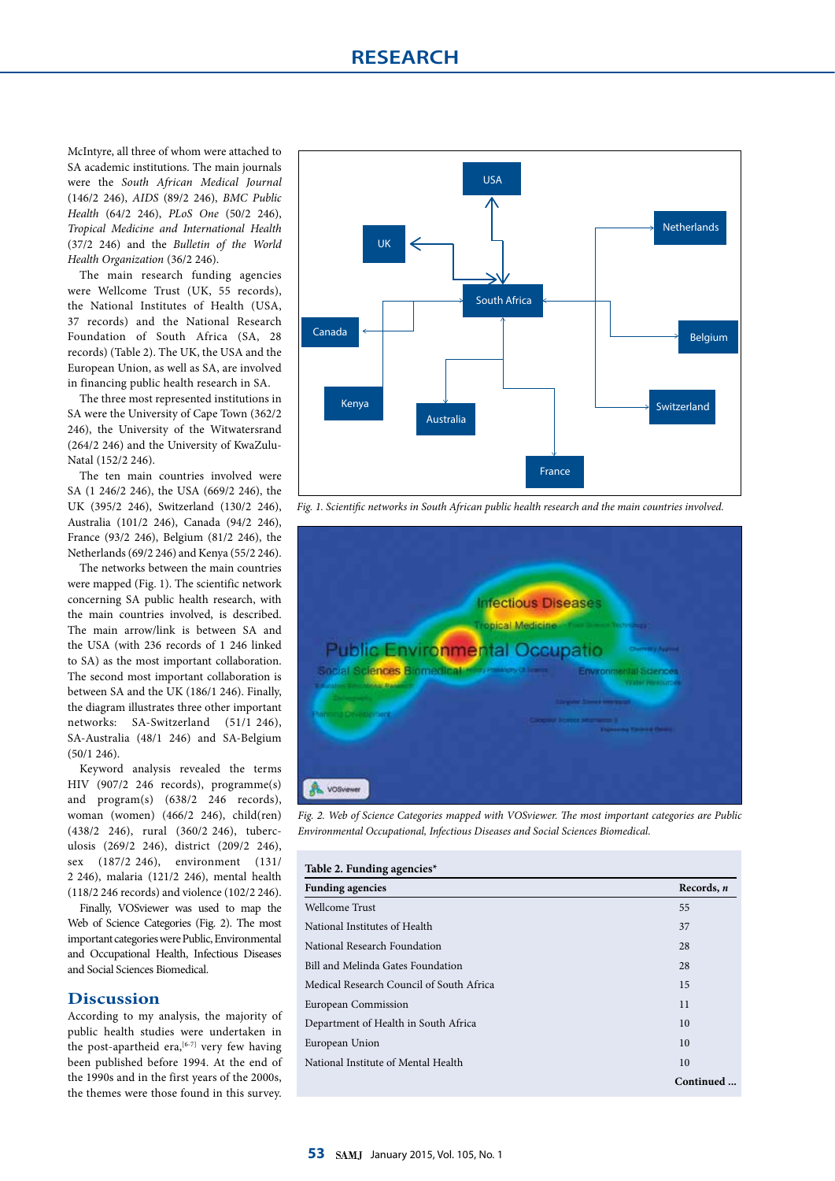McIntyre, all three of whom were attached to SA academic institutions. The main journals were the *South African Medical Journal* (146/2 246), *AIDS* (89/2 246), *BMC Public Health* (64/2 246), *PLoS One* (50/2 246), *Tropical Medicine and International Health* (37/2 246) and the *Bulletin of the World Health Organization* (36/2 246).

The main research funding agencies were Wellcome Trust (UK, 55 records), the National Institutes of Health (USA, 37 records) and the National Research Foundation of South Africa (SA, 28 records) (Table 2). The UK, the USA and the European Union, as well as SA, are involved in financing public health research in SA.

The three most represented institutions in SA were the University of Cape Town (362/2 246), the University of the Witwatersrand (264/2 246) and the University of KwaZulu-Natal (152/2 246).

The ten main countries involved were SA (1 246/2 246), the USA (669/2 246), the UK (395/2 246), Switzerland (130/2 246), Australia (101/2 246), Canada (94/2 246), France (93/2 246), Belgium (81/2 246), the Netherlands (69/2 246) and Kenya (55/2 246).

The networks between the main countries were mapped (Fig. 1). The scientific network concerning SA public health research, with the main countries involved, is described. The main arrow/link is between SA and the USA (with 236 records of 1 246 linked to SA) as the most important collaboration. The second most important collaboration is between SA and the UK (186/1 246). Finally, the diagram illustrates three other important networks: SA-Switzerland (51/1 246), SA-Australia (48/1 246) and SA-Belgium (50/1 246).

Keyword analysis revealed the terms HIV (907/2 246 records), programme(s) and program(s) (638/2 246 records), woman (women) (466/2 246), child(ren) (438/2 246), rural (360/2 246), tuberculosis (269/2 246), district (209/2 246), sex (187/2 246), environment (131/2 246), malaria (121/2 246), mental health (118/2 246 records) and violence (102/2 246).

Finally, VOSviewer was used to map the Web of Science Categories (Fig. 2). The most important categories were Public, Environmental and Occupational Health, Infectious Diseases and Social Sciences Biomedical.

*Fig. 1. Scientific networks in South African public health research and the main countries involved.*

*Fig. 2. Web of Science Categories mapped with VOSviewer. The most important categories are Public Environmental Occupational, Infectious Diseases and Social Sciences Biomedical.*

**Table 2. Funding agencies\***

| Funding agencies | Records, *n* |
|---|---|
| Wellcome Trust | 55 |
| National Institutes of Health | 37 |
| National Research Foundation | 28 |
| Bill and Melinda Gates Foundation | 28 |
| Medical Research Council of South Africa | 15 |
| European Commission | 11 |
| Department of Health in South Africa | 10 |
| European Union | 10 |
| National Institute of Mental Health | 10 |

**Continued ...**

## Discussion

According to my analysis, the majority of public health studies were undertaken in the post-apartheid era,[6-7] very few having been published before 1994. At the end of the 1990s and in the first years of the 2000s, the themes were those found in this survey.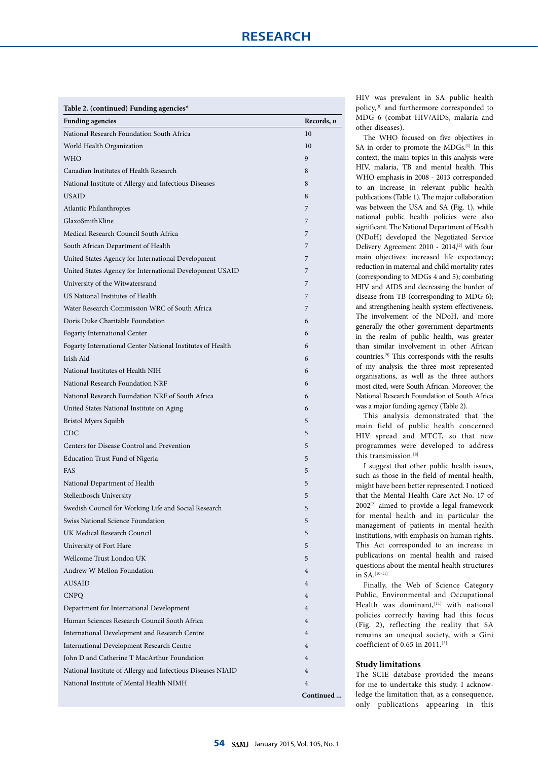**Table 2. (continued) Funding agencies***

| Funding agencies | Records, *n* |
|---|---|
| National Research Foundation South Africa | 10 |
| World Health Organization | 10 |
| WHO | 9 |
| Canadian Institutes of Health Research | 8 |
| National Institute of Allergy and Infectious Diseases | 8 |
| USAID | 8 |
| Atlantic Philanthropies | 7 |
| GlaxoSmithKline | 7 |
| Medical Research Council South Africa | 7 |
| South African Department of Health | 7 |
| United States Agency for International Development | 7 |
| United States Agency for International Development USAID | 7 |
| University of the Witwatersrand | 7 |
| US National Institutes of Health | 7 |
| Water Research Commission WRC of South Africa | 7 |
| Doris Duke Charitable Foundation | 6 |
| Fogarty International Center | 6 |
| Fogarty International Center National Institutes of Health | 6 |
| Irish Aid | 6 |
| National Institutes of Health NIH | 6 |
| National Research Foundation NRF | 6 |
| National Research Foundation NRF of South Africa | 6 |
| United States National Institute on Aging | 6 |
| Bristol Myers Squibb | 5 |
| CDC | 5 |
| Centers for Disease Control and Prevention | 5 |
| Education Trust Fund of Nigeria | 5 |
| FAS | 5 |
| National Department of Health | 5 |
| Stellenbosch University | 5 |
| Swedish Council for Working Life and Social Research | 5 |
| Swiss National Science Foundation | 5 |
| UK Medical Research Council | 5 |
| University of Fort Hare | 5 |
| Wellcome Trust London UK | 5 |
| Andrew W Mellon Foundation | 4 |
| AUSAID | 4 |
| CNPQ | 4 |
| Department for International Development | 4 |
| Human Sciences Research Council South Africa | 4 |
| International Development and Research Centre | 4 |
| International Development Research Centre | 4 |
| John D and Catherine T MacArthur Foundation | 4 |
| National Institute of Allergy and Infectious Diseases NIAID | 4 |
| National Institute of Mental Health NIMH | 4 |
| | **Continued ...** |

HIV was prevalent in SA public health policy,[8] and furthermore corresponded to MDG 6 (combat HIV/AIDS, malaria and other diseases).

The WHO focused on five objectives in SA in order to promote the MDGs.[1] In this context, the main topics in this analysis were HIV, malaria, TB and mental health. This WHO emphasis in 2008 - 2013 corresponded to an increase in relevant public health publications (Table 1). The major collaboration was between the USA and SA (Fig. 1), while national public health policies were also significant. The National Department of Health (NDoH) developed the Negotiated Service Delivery Agreement 2010 - 2014,[2] with four main objectives: increased life expectancy; reduction in maternal and child mortality rates (corresponding to MDGs 4 and 5); combating HIV and AIDS and decreasing the burden of disease from TB (corresponding to MDG 6); and strengthening health system effectiveness. The involvement of the NDoH, and more generally the other government departments in the realm of public health, was greater than similar involvement in other African countries.[9] This corresponds with the results of my analysis: the three most represented organisations, as well as the three authors most cited, were South African. Moreover, the National Research Foundation of South Africa was a major funding agency (Table 2).

This analysis demonstrated that the main field of public health concerned HIV spread and MTCT, so that new programmes were developed to address this transmission.[8]

I suggest that other public health issues, such as those in the field of mental health, might have been better represented. I noticed that the Mental Health Care Act No. 17 of 2002[2] aimed to provide a legal framework for mental health and in particular the management of patients in mental health institutions, with emphasis on human rights. This Act corresponded to an increase in publications on mental health and raised questions about the mental health structures in SA.[10-11]

Finally, the Web of Science Category Public, Environmental and Occupational Health was dominant,[11] with national policies correctly having had this focus (Fig. 2), reflecting the reality that SA remains an unequal society, with a Gini coefficient of 0.65 in 2011.[2]

### Study limitations

The SCIE database provided the means for me to undertake this study. I acknowledge the limitation that, as a consequence, only publications appearing in this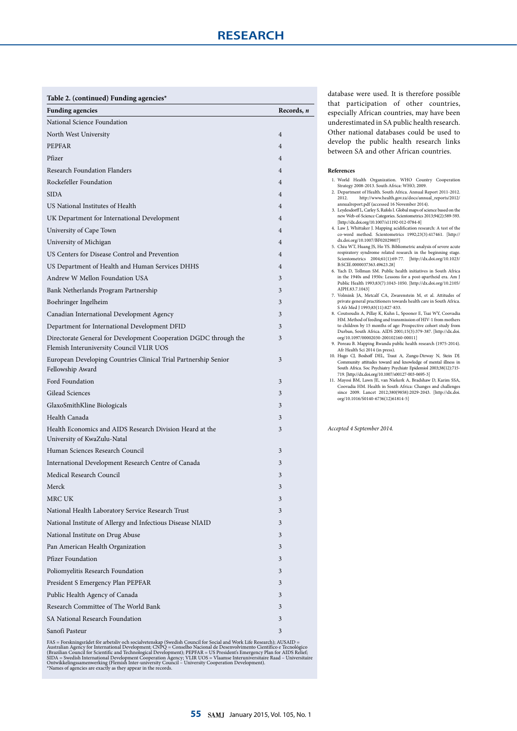**Table 2. (continued) Funding agencies***

| Funding agencies | Records, *n* |
|---|---|
| National Science Foundation | |
| North West University | 4 |
| PEPFAR | 4 |
| Pfizer | 4 |
| Research Foundation Flanders | 4 |
| Rockefeller Foundation | 4 |
| SIDA | 4 |
| US National Institutes of Health | 4 |
| UK Department for International Development | 4 |
| University of Cape Town | 4 |
| University of Michigan | 4 |
| US Centers for Disease Control and Prevention | 4 |
| US Department of Health and Human Services DHHS | 4 |
| Andrew W Mellon Foundation USA | 3 |
| Bank Netherlands Program Partnership | 3 |
| Boehringer Ingelheim | 3 |
| Canadian International Development Agency | 3 |
| Department for International Development DFID | 3 |
| Directorate General for Development Cooperation DGDC through the Flemish Interuniversity Council VLIR UOS | 3 |
| European Developing Countries Clinical Trial Partnership Senior Fellowship Award | 3 |
| Ford Foundation | 3 |
| Gilead Sciences | 3 |
| GlaxoSmithKline Biologicals | 3 |
| Health Canada | 3 |
| Health Economics and AIDS Research Division Heard at the University of KwaZulu-Natal | 3 |
| Human Sciences Research Council | 3 |
| International Development Research Centre of Canada | 3 |
| Medical Research Council | 3 |
| Merck | 3 |
| MRC UK | 3 |
| National Health Laboratory Service Research Trust | 3 |
| National Institute of Allergy and Infectious Disease NIAID | 3 |
| National Institute on Drug Abuse | 3 |
| Pan American Health Organization | 3 |
| Pfizer Foundation | 3 |
| Poliomyelitis Research Foundation | 3 |
| President S Emergency Plan PEPFAR | 3 |
| Public Health Agency of Canada | 3 |
| Research Committee of The World Bank | 3 |
| SA National Research Foundation | 3 |
| Sanofi Pasteur | 3 |

FAS = Forskningsrådet för arbetsliv och socialvetenskap (Swedish Council for Social and Work Life Research); AUSAID = Australian Agency for International Development; CNPQ = Conselho Nacional de Desenvolvimento Científico e Tecnológico (Brazilian Council for Scientific and Technological Development); PEPFAR = US President's Emergency Plan for AIDS Relief; SIDA = Swedish International Development Cooperation Agency; VLIR UOS = Vlaamse Interuniversitaire Raad – Universitaire Ontwikkelingssamenwerking (Flemish Inter-university Council – University Cooperation Development).
*Names of agencies are exactly as they appear in the records.

database were used. It is therefore possible that participation of other countries, especially African countries, may have been underestimated in SA public health research. Other national databases could be used to develop the public health research links between SA and other African countries.

#### References

1. World Health Organization. WHO Country Cooperation Strategy 2008-2013. South Africa: WHO, 2009.
2. Department of Health. South Africa. Annual Report 2011-2012. 2012. http://www.health.gov.za/docs/annual_reports/2012/annualreport.pdf (accessed 16 November 2014).
3. Leydesdorff L, Carley S, Rafols I. Global maps of science based on the new Web-of-Science Categories. Scientometrics 2013;94(2):589-593. [http://dx.doi.org/10.1007/s11192-012-0784-8]
4. Law J, Whittaker J. Mapping acidification research: A test of the co-word method. Scientometrics 1992;23(3):417461. [http://dx.doi.org/10.1007/BF02029807]
5. Chiu WT, Huang JS, Ho YS. Bibliometric analysis of severe acute respiratory syndrome related research in the beginning stage. Scientometrics 2004;61(1):69-77. [http://dx.doi.org/10.1023/B:SCIE.0000037363.49623.28]
6. Yach D, Tollman SM. Public health initiatives in South Africa in the 1940s and 1950s: Lessons for a post-apartheid era. Am J Public Health 1993;83(7):1043-1050. [http://dx.doi.org/10.2105/AJPH.83.7.1043]
7. Volmink JA, Metcalf CA, Zwarenstein M, et al. Attitudes of private general practitioners towards health care in South Africa. S Afr Med J 1993;83(11):827-833.
8. Coutsoudis A, Pillay K, Kuhn L, Spooner E, Tsai WY, Coovadia HM. Method of feeding and transmission of HIV-1 from mothers to children by 15 months of age: Prospective cohort study from Durban, South Africa. AIDS 2001;15(3):379-387. [http://dx.doi.org/10.1097/00002030-200102160-00011]
9. Poreau B. Mapping Rwanda public health research (1975-2014). Afr Health Sci 2014 (in press).
10. Hugo CJ, Boshoff DEL, Traut A, Zungu-Dirway N, Stein DJ. Community attitudes toward and knowledge of mental illness in South Africa. Soc Psychiatry Psychiatr Epidemiol 2003;38(12):715-719. [http://dx.doi.org/10.1007/s00127-003-0695-3]
11. Mayosi BM, Lawn JE, van Niekerk A, Bradshaw D, Karim SSA, Coovadia HM. Health in South Africa: Changes and challenges since 2009. Lancet 2012;380(9858):2029-2043. [http://dx.doi.org/10.1016/S0140-6736(12)61814-5]

*Accepted 4 September 2014.*